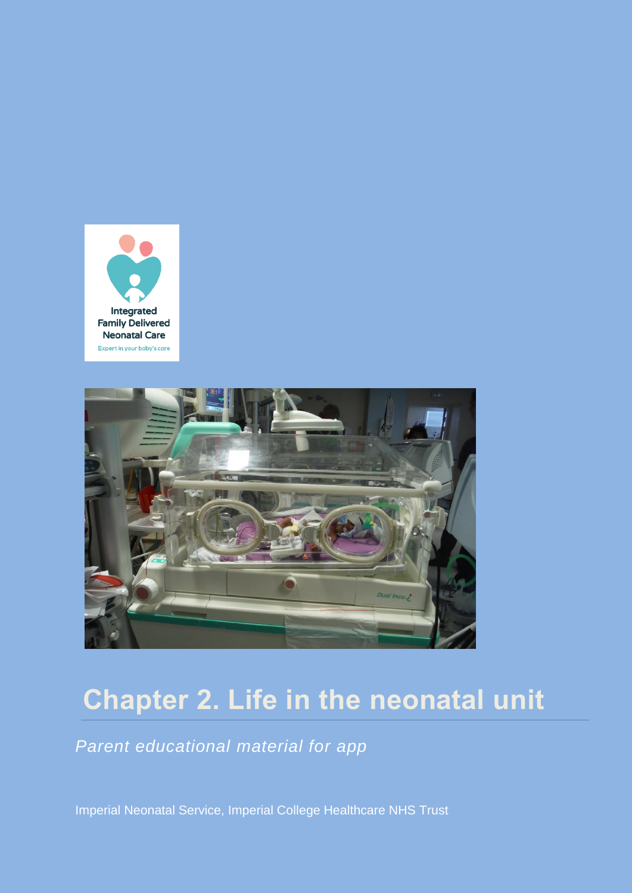# Chapter 2. Life in the neonatal unit

*Parent educational material for app*

Imperial Neonatal Service, Imperial College Healthcare NHS Trust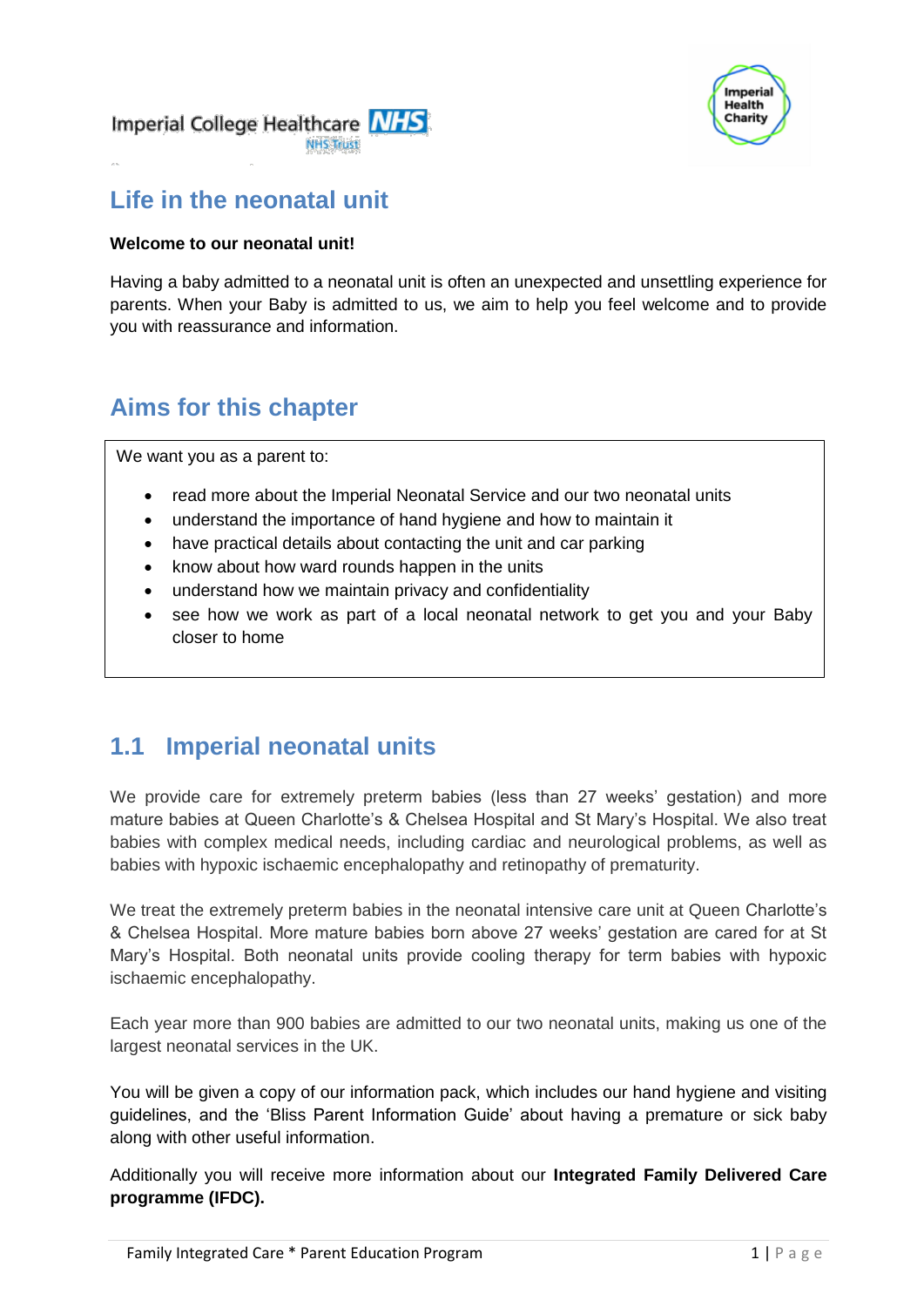# Life in the neonatal unit

**Welcome to our neonatal unit!**

Having a baby admitted to a neonatal unit is often an unexpected and unsettling experience for parents. When your Baby is admitted to us, we aim to help you feel welcome and to provide you with reassurance and information.

## Aims for this chapter

We want you as a parent to:

- read more about the Imperial Neonatal Service and our two neonatal units
- understand the importance of hand hygiene and how to maintain it
- have practical details about contacting the unit and car parking
- know about how ward rounds happen in the units
- understand how we maintain privacy and confidentiality
- see how we work as part of a local neonatal network to get you and your Baby closer to home

## 1.1 Imperial neonatal units

We provide care for extremely preterm babies (less than 27 weeks' gestation) and more mature babies at Queen Charlotte's & Chelsea Hospital and St Mary's Hospital. We also treat babies with complex medical needs, including cardiac and neurological problems, as well as babies with hypoxic ischaemic encephalopathy and retinopathy of prematurity.

We treat the extremely preterm babies in the neonatal intensive care unit at Queen Charlotte's & Chelsea Hospital. More mature babies born above 27 weeks' gestation are cared for at St Mary's Hospital. Both neonatal units provide cooling therapy for term babies with hypoxic ischaemic encephalopathy.

Each year more than 900 babies are admitted to our two neonatal units, making us one of the largest neonatal services in the UK.

You will be given a copy of our information pack, which includes our hand hygiene and visiting guidelines, and the 'Bliss Parent Information Guide' about having a premature or sick baby along with other useful information.

Additionally you will receive more information about our **Integrated Family Delivered Care programme (IFDC).**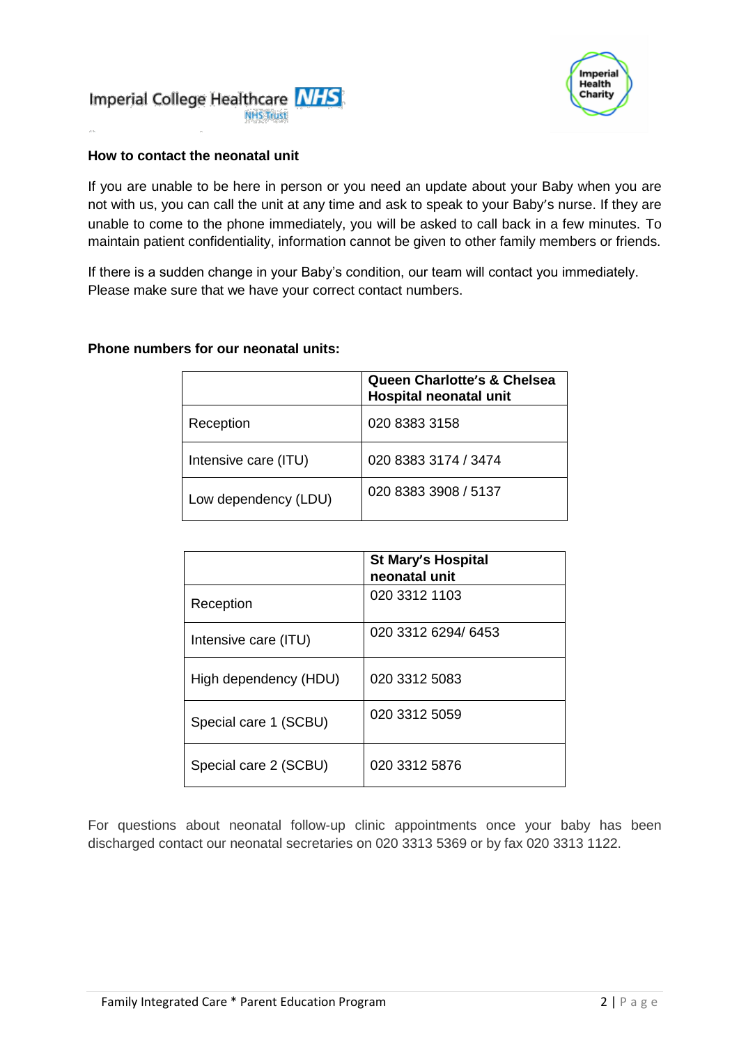## How to contact the neonatal unit

If you are unable to be here in person or you need an update about your Baby when you are not with us, you can call the unit at any time and ask to speak to your Baby's nurse. If they are unable to come to the phone immediately, you will be asked to call back in a few minutes. To maintain patient confidentiality, information cannot be given to other family members or friends.

If there is a sudden change in your Baby's condition, our team will contact you immediately. Please make sure that we have your correct contact numbers.

## Phone numbers for our neonatal units:

| | **Queen Charlotte's & Chelsea Hospital neonatal unit** |
|---|---|
| Reception | 020 8383 3158 |
| Intensive care (ITU) | 020 8383 3174 / 3474 |
| Low dependency (LDU) | 020 8383 3908 / 5137 |

| | **St Mary's Hospital neonatal unit** |
|---|---|
| Reception | 020 3312 1103 |
| Intensive care (ITU) | 020 3312 6294/ 6453 |
| High dependency (HDU) | 020 3312 5083 |
| Special care 1 (SCBU) | 020 3312 5059 |
| Special care 2 (SCBU) | 020 3312 5876 |

For questions about neonatal follow-up clinic appointments once your baby has been discharged contact our neonatal secretaries on 020 3313 5369 or by fax 020 3313 1122.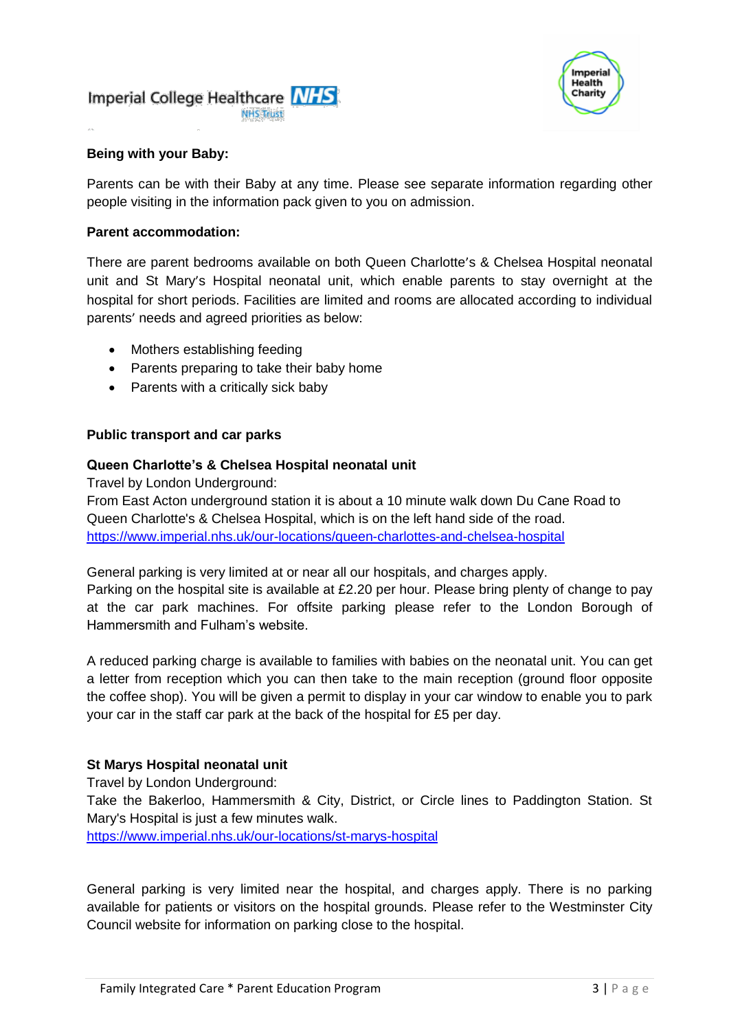**Being with your Baby:**

Parents can be with their Baby at any time. Please see separate information regarding other people visiting in the information pack given to you on admission.

**Parent accommodation:**

There are parent bedrooms available on both Queen Charlotte's & Chelsea Hospital neonatal unit and St Mary's Hospital neonatal unit, which enable parents to stay overnight at the hospital for short periods. Facilities are limited and rooms are allocated according to individual parents' needs and agreed priorities as below:

- Mothers establishing feeding
- Parents preparing to take their baby home
- Parents with a critically sick baby

**Public transport and car parks**

**Queen Charlotte's & Chelsea Hospital neonatal unit**

Travel by London Underground:
From East Acton underground station it is about a 10 minute walk down Du Cane Road to Queen Charlotte's & Chelsea Hospital, which is on the left hand side of the road.
https://www.imperial.nhs.uk/our-locations/queen-charlottes-and-chelsea-hospital

General parking is very limited at or near all our hospitals, and charges apply.
Parking on the hospital site is available at £2.20 per hour. Please bring plenty of change to pay at the car park machines. For offsite parking please refer to the London Borough of Hammersmith and Fulham's website.

A reduced parking charge is available to families with babies on the neonatal unit. You can get a letter from reception which you can then take to the main reception (ground floor opposite the coffee shop). You will be given a permit to display in your car window to enable you to park your car in the staff car park at the back of the hospital for £5 per day.

**St Marys Hospital neonatal unit**

Travel by London Underground:
Take the Bakerloo, Hammersmith & City, District, or Circle lines to Paddington Station. St Mary's Hospital is just a few minutes walk.
https://www.imperial.nhs.uk/our-locations/st-marys-hospital

General parking is very limited near the hospital, and charges apply. There is no parking available for patients or visitors on the hospital grounds. Please refer to the Westminster City Council website for information on parking close to the hospital.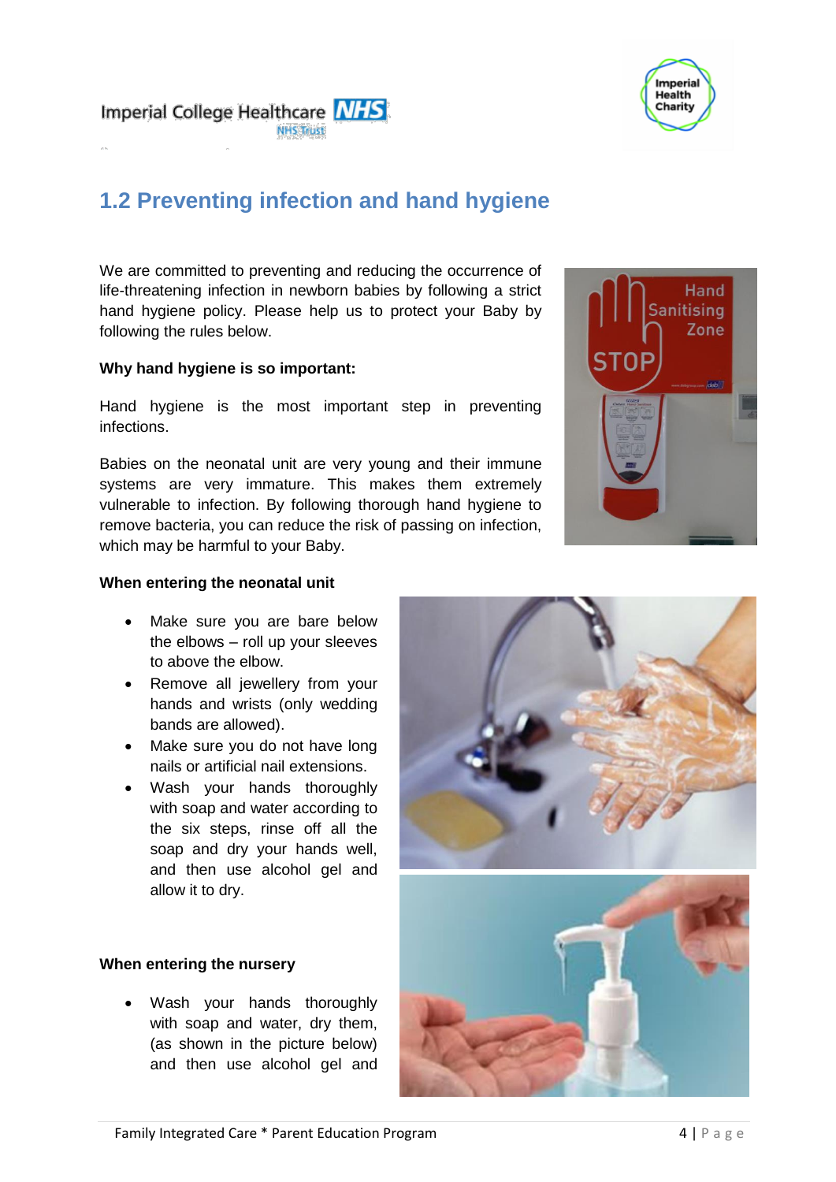## 1.2 Preventing infection and hand hygiene

We are committed to preventing and reducing the occurrence of life-threatening infection in newborn babies by following a strict hand hygiene policy. Please help us to protect your Baby by following the rules below.

**Why hand hygiene is so important:**

Hand hygiene is the most important step in preventing infections.

Babies on the neonatal unit are very young and their immune systems are very immature. This makes them extremely vulnerable to infection. By following thorough hand hygiene to remove bacteria, you can reduce the risk of passing on infection, which may be harmful to your Baby.

**When entering the neonatal unit**

- Make sure you are bare below the elbows – roll up your sleeves to above the elbow.
- Remove all jewellery from your hands and wrists (only wedding bands are allowed).
- Make sure you do not have long nails or artificial nail extensions.
- Wash your hands thoroughly with soap and water according to the six steps, rinse off all the soap and dry your hands well, and then use alcohol gel and allow it to dry.

**When entering the nursery**

- Wash your hands thoroughly with soap and water, dry them, (as shown in the picture below) and then use alcohol gel and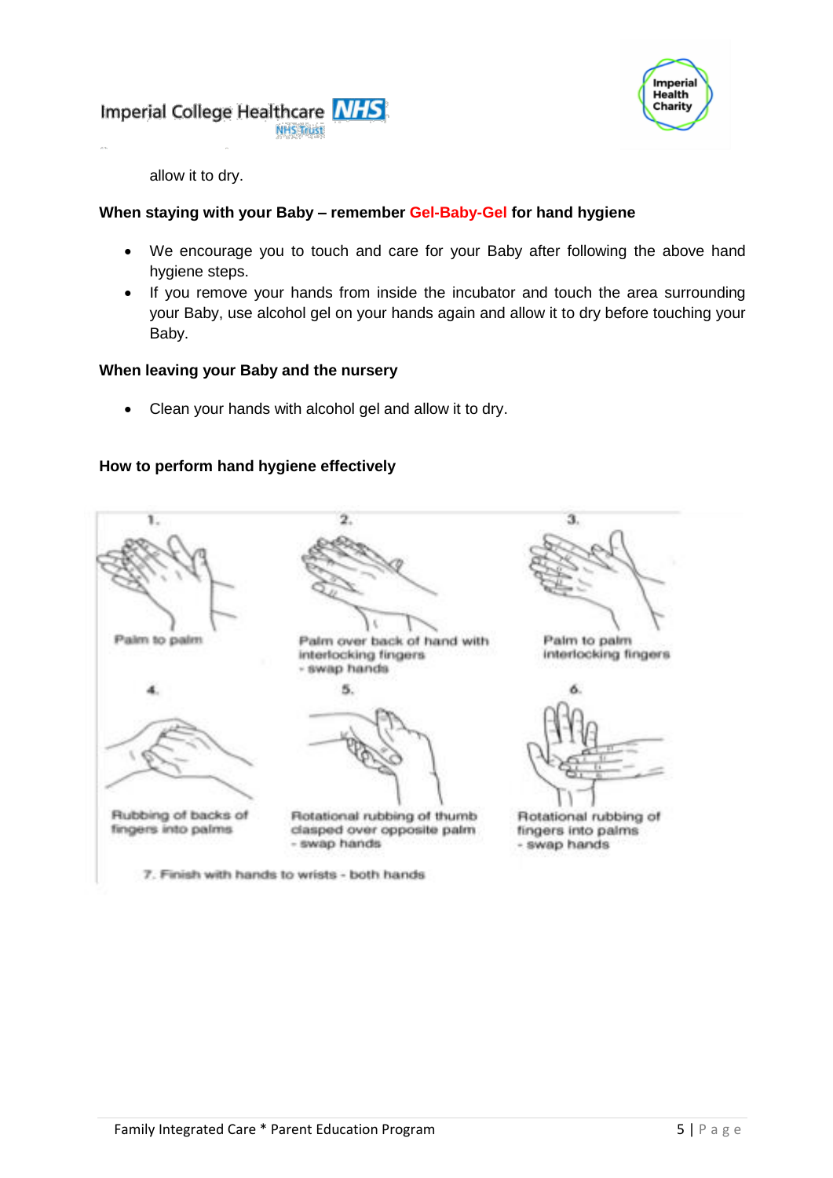allow it to dry.

**When staying with your Baby – remember Gel-Baby-Gel for hand hygiene**

- We encourage you to touch and care for your Baby after following the above hand hygiene steps.
- If you remove your hands from inside the incubator and touch the area surrounding your Baby, use alcohol gel on your hands again and allow it to dry before touching your Baby.

**When leaving your Baby and the nursery**

- Clean your hands with alcohol gel and allow it to dry.

**How to perform hand hygiene effectively**

1. Palm to palm
2. Palm over back of hand with interlocking fingers - swap hands
3. Palm to palm interlocking fingers
4. Rubbing of backs of fingers into palms
5. Rotational rubbing of thumb clasped over opposite palm - swap hands
6. Rotational rubbing of fingers into palms - swap hands

7. Finish with hands to wrists - both hands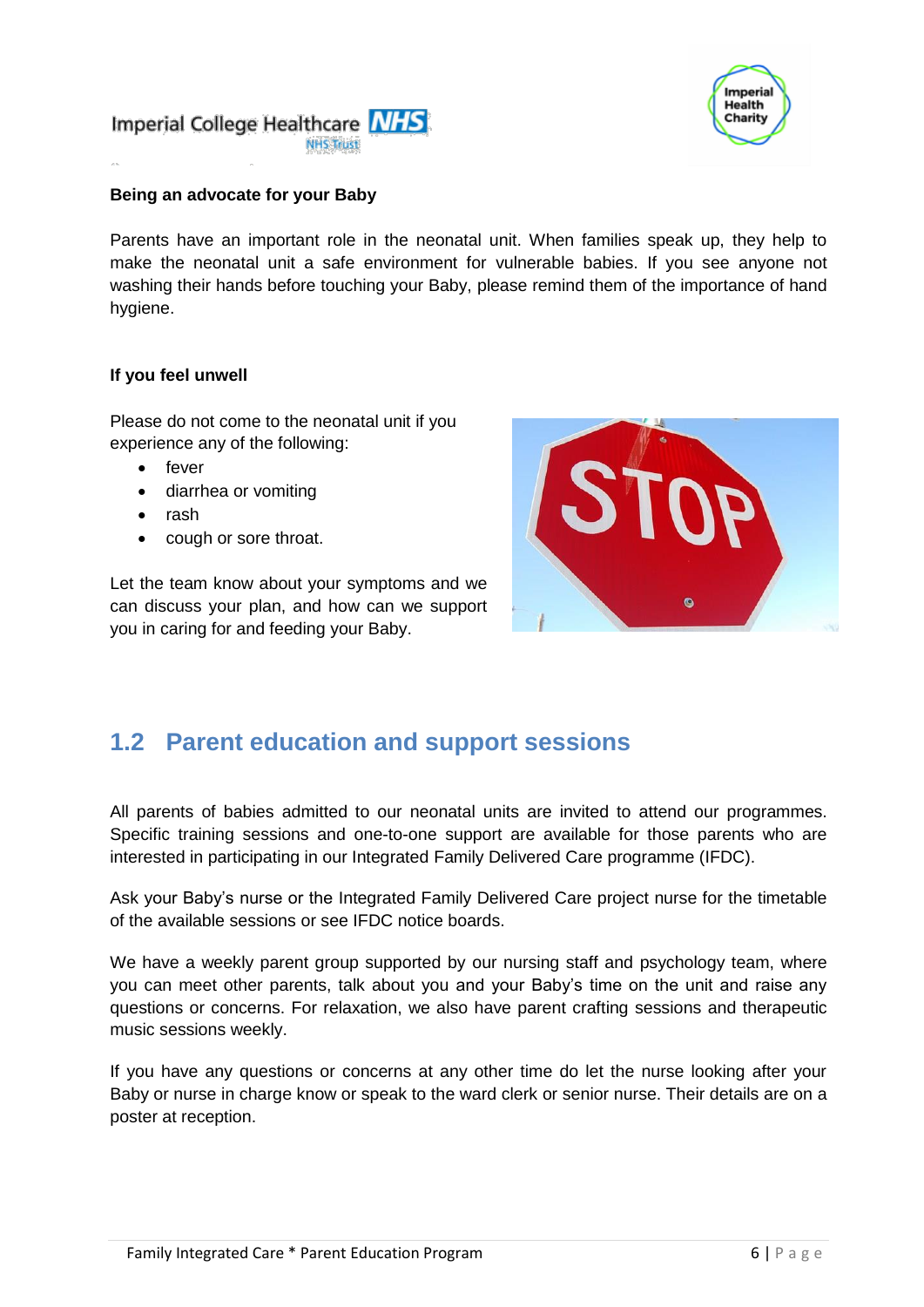**Being an advocate for your Baby**

Parents have an important role in the neonatal unit. When families speak up, they help to make the neonatal unit a safe environment for vulnerable babies. If you see anyone not washing their hands before touching your Baby, please remind them of the importance of hand hygiene.

**If you feel unwell**

Please do not come to the neonatal unit if you experience any of the following:

- fever
- diarrhea or vomiting
- rash
- cough or sore throat.

Let the team know about your symptoms and we can discuss your plan, and how can we support you in caring for and feeding your Baby.

## 1.2 Parent education and support sessions

All parents of babies admitted to our neonatal units are invited to attend our programmes. Specific training sessions and one-to-one support are available for those parents who are interested in participating in our Integrated Family Delivered Care programme (IFDC).

Ask your Baby's nurse or the Integrated Family Delivered Care project nurse for the timetable of the available sessions or see IFDC notice boards.

We have a weekly parent group supported by our nursing staff and psychology team, where you can meet other parents, talk about you and your Baby's time on the unit and raise any questions or concerns. For relaxation, we also have parent crafting sessions and therapeutic music sessions weekly.

If you have any questions or concerns at any other time do let the nurse looking after your Baby or nurse in charge know or speak to the ward clerk or senior nurse. Their details are on a poster at reception.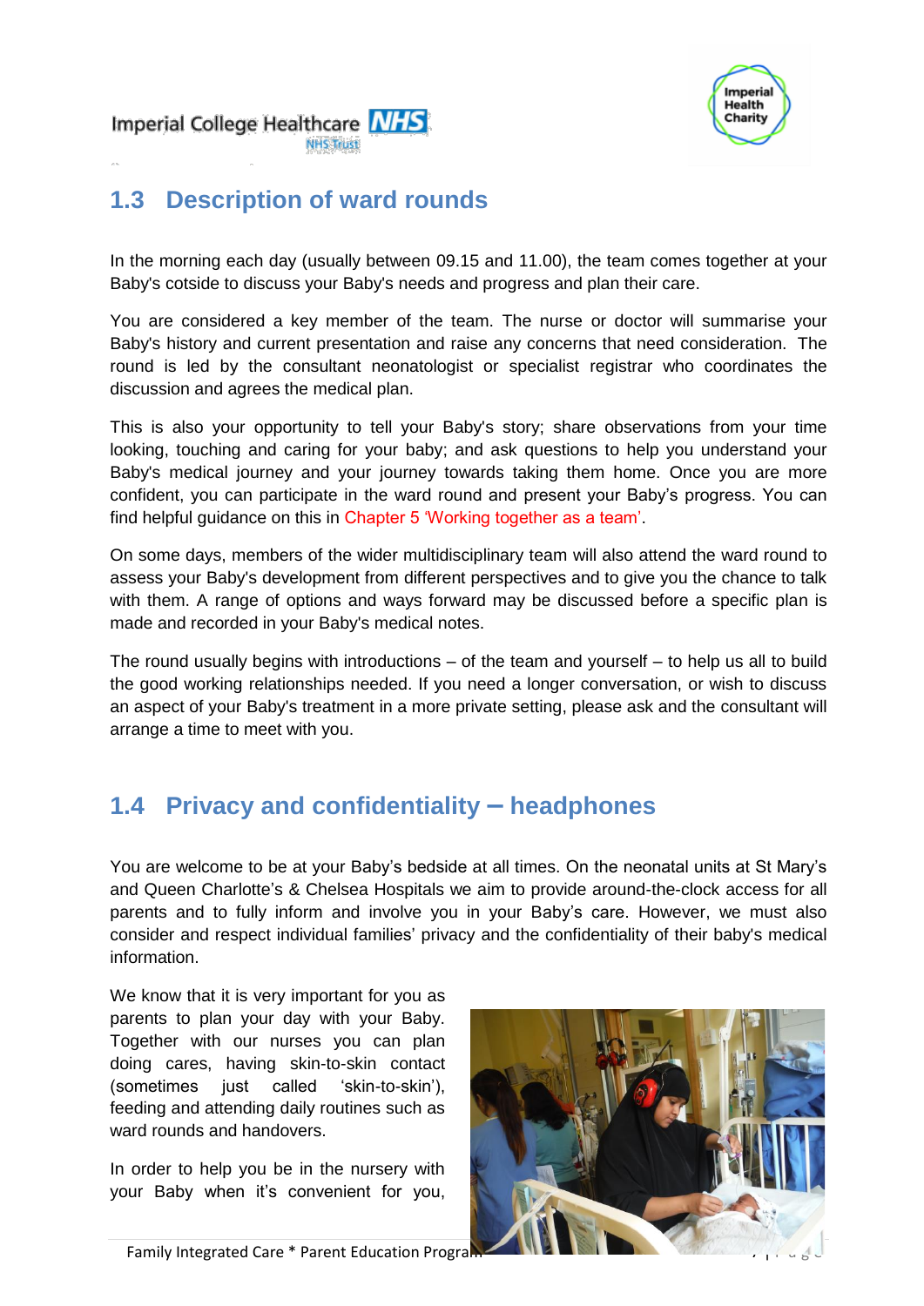## 1.3 Description of ward rounds

In the morning each day (usually between 09.15 and 11.00), the team comes together at your Baby's cotside to discuss your Baby's needs and progress and plan their care.

You are considered a key member of the team. The nurse or doctor will summarise your Baby's history and current presentation and raise any concerns that need consideration. The round is led by the consultant neonatologist or specialist registrar who coordinates the discussion and agrees the medical plan.

This is also your opportunity to tell your Baby's story; share observations from your time looking, touching and caring for your baby; and ask questions to help you understand your Baby's medical journey and your journey towards taking them home. Once you are more confident, you can participate in the ward round and present your Baby's progress. You can find helpful guidance on this in Chapter 5 'Working together as a team'.

On some days, members of the wider multidisciplinary team will also attend the ward round to assess your Baby's development from different perspectives and to give you the chance to talk with them. A range of options and ways forward may be discussed before a specific plan is made and recorded in your Baby's medical notes.

The round usually begins with introductions – of the team and yourself – to help us all to build the good working relationships needed. If you need a longer conversation, or wish to discuss an aspect of your Baby's treatment in a more private setting, please ask and the consultant will arrange a time to meet with you.

## 1.4 Privacy and confidentiality – headphones

You are welcome to be at your Baby's bedside at all times. On the neonatal units at St Mary's and Queen Charlotte's & Chelsea Hospitals we aim to provide around-the-clock access for all parents and to fully inform and involve you in your Baby's care. However, we must also consider and respect individual families' privacy and the confidentiality of their baby's medical information.

We know that it is very important for you as parents to plan your day with your Baby. Together with our nurses you can plan doing cares, having skin-to-skin contact (sometimes just called 'skin-to-skin'), feeding and attending daily routines such as ward rounds and handovers.

In order to help you be in the nursery with your Baby when it's convenient for you,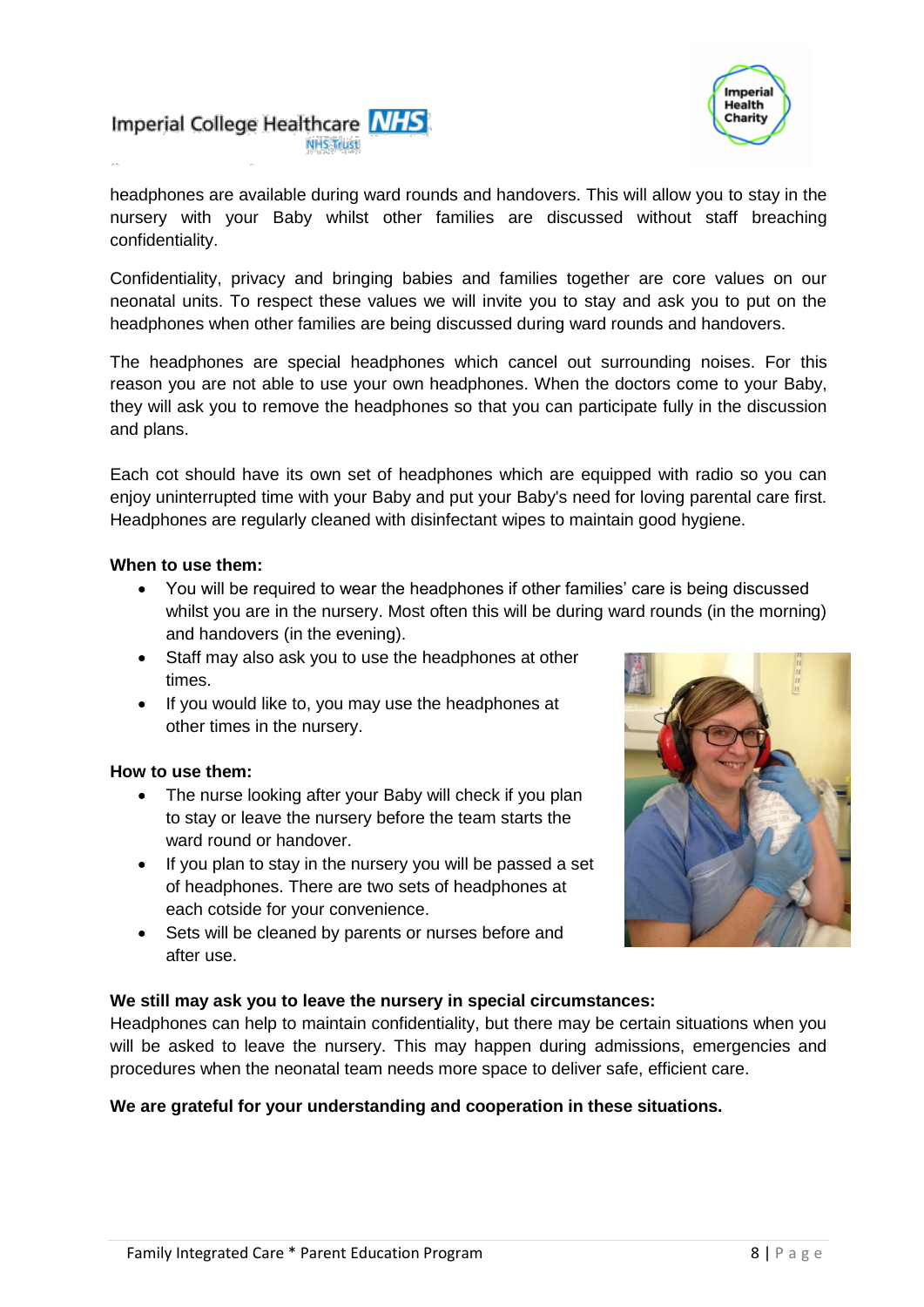headphones are available during ward rounds and handovers. This will allow you to stay in the nursery with your Baby whilst other families are discussed without staff breaching confidentiality.

Confidentiality, privacy and bringing babies and families together are core values on our neonatal units. To respect these values we will invite you to stay and ask you to put on the headphones when other families are being discussed during ward rounds and handovers.

The headphones are special headphones which cancel out surrounding noises. For this reason you are not able to use your own headphones. When the doctors come to your Baby, they will ask you to remove the headphones so that you can participate fully in the discussion and plans.

Each cot should have its own set of headphones which are equipped with radio so you can enjoy uninterrupted time with your Baby and put your Baby's need for loving parental care first. Headphones are regularly cleaned with disinfectant wipes to maintain good hygiene.

**When to use them:**

- You will be required to wear the headphones if other families' care is being discussed whilst you are in the nursery. Most often this will be during ward rounds (in the morning) and handovers (in the evening).
- Staff may also ask you to use the headphones at other times.
- If you would like to, you may use the headphones at other times in the nursery.

**How to use them:**

- The nurse looking after your Baby will check if you plan to stay or leave the nursery before the team starts the ward round or handover.
- If you plan to stay in the nursery you will be passed a set of headphones. There are two sets of headphones at each cotside for your convenience.
- Sets will be cleaned by parents or nurses before and after use.

**We still may ask you to leave the nursery in special circumstances:**
Headphones can help to maintain confidentiality, but there may be certain situations when you will be asked to leave the nursery. This may happen during admissions, emergencies and procedures when the neonatal team needs more space to deliver safe, efficient care.

**We are grateful for your understanding and cooperation in these situations.**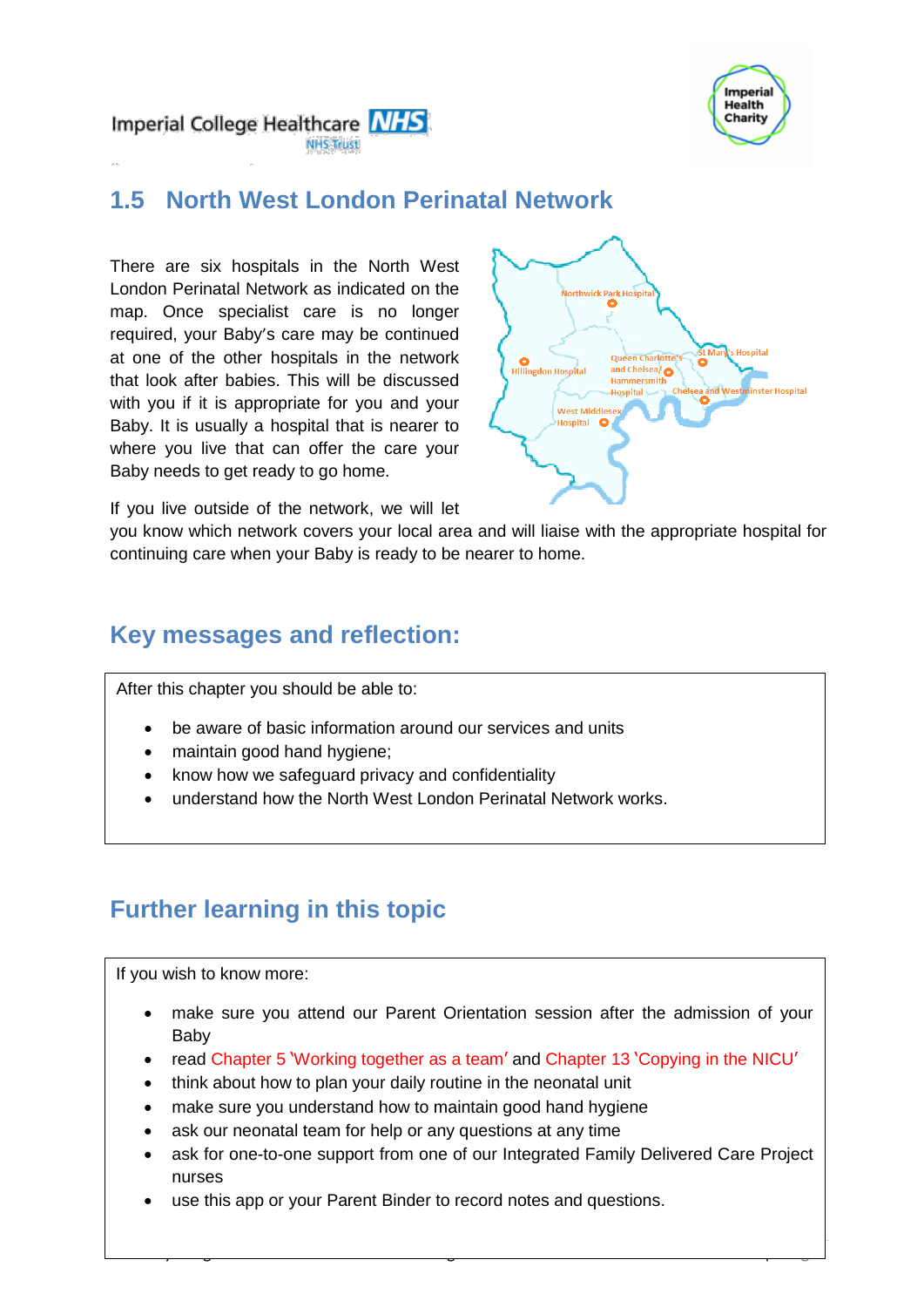## 1.5 North West London Perinatal Network

There are six hospitals in the North West London Perinatal Network as indicated on the map. Once specialist care is no longer required, your Baby's care may be continued at one of the other hospitals in the network that look after babies. This will be discussed with you if it is appropriate for you and your Baby. It is usually a hospital that is nearer to where you live that can offer the care your Baby needs to get ready to go home.

If you live outside of the network, we will let you know which network covers your local area and will liaise with the appropriate hospital for continuing care when your Baby is ready to be nearer to home.

## Key messages and reflection:

After this chapter you should be able to:

- be aware of basic information around our services and units
- maintain good hand hygiene;
- know how we safeguard privacy and confidentiality
- understand how the North West London Perinatal Network works.

## Further learning in this topic

If you wish to know more:

- make sure you attend our Parent Orientation session after the admission of your Baby
- read Chapter 5 'Working together as a team' and Chapter 13 'Copying in the NICU'
- think about how to plan your daily routine in the neonatal unit
- make sure you understand how to maintain good hand hygiene
- ask our neonatal team for help or any questions at any time
- ask for one-to-one support from one of our Integrated Family Delivered Care Project nurses
- use this app or your Parent Binder to record notes and questions.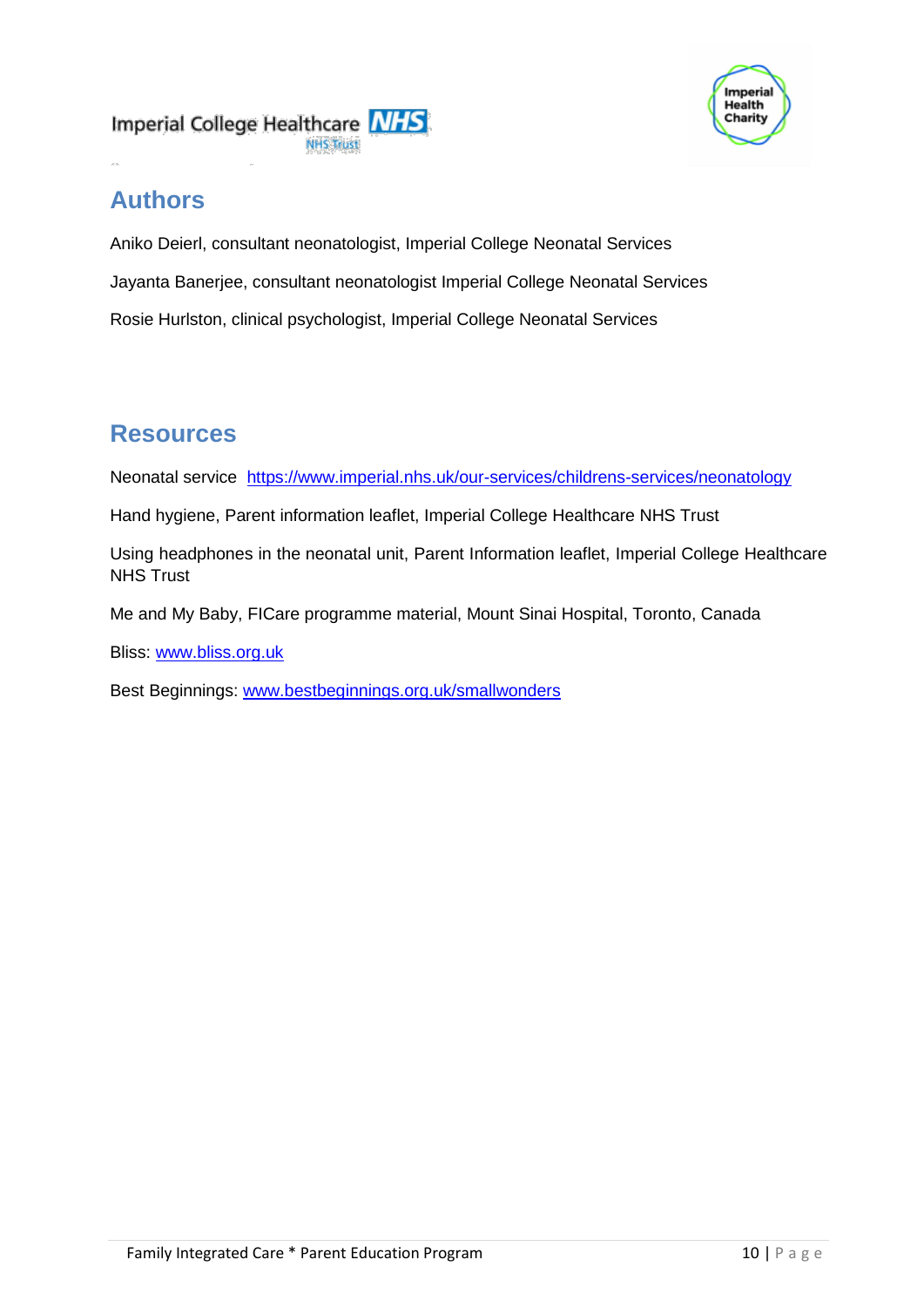## Authors

Aniko Deierl, consultant neonatologist, Imperial College Neonatal Services

Jayanta Banerjee, consultant neonatologist Imperial College Neonatal Services

Rosie Hurlston, clinical psychologist, Imperial College Neonatal Services

## Resources

Neonatal service https://www.imperial.nhs.uk/our-services/childrens-services/neonatology

Hand hygiene, Parent information leaflet, Imperial College Healthcare NHS Trust

Using headphones in the neonatal unit, Parent Information leaflet, Imperial College Healthcare NHS Trust

Me and My Baby, FICare programme material, Mount Sinai Hospital, Toronto, Canada

Bliss: www.bliss.org.uk

Best Beginnings: www.bestbeginnings.org.uk/smallwonders